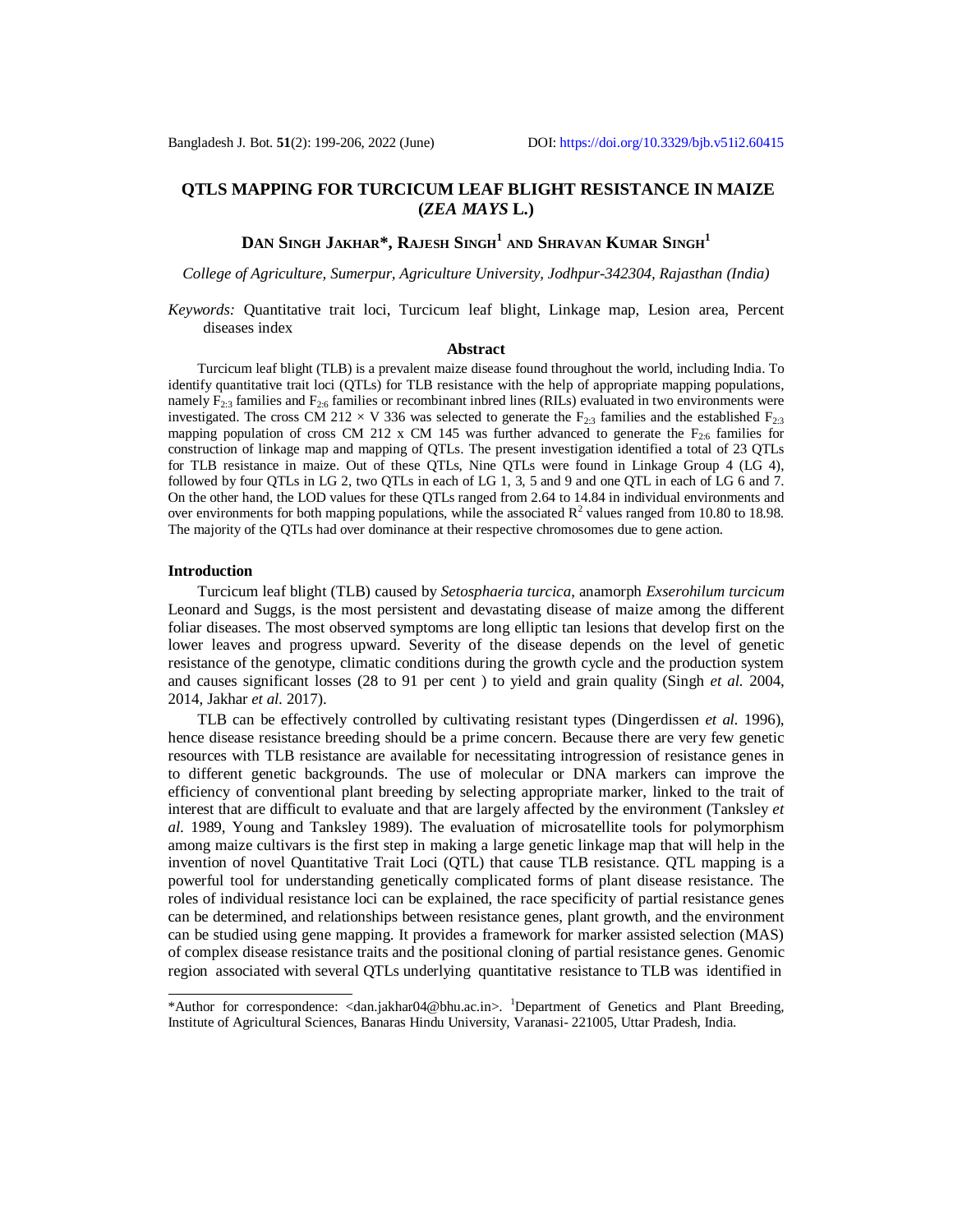# QTLS MAPPING FOR TURCICUM LEAF BLIGHT RESISTANCE IN MAIZE (*ZEA MAYS* L.)

**DAN SINGH JAKHAR\*, RAJESH SINGH[1] AND SHRAVAN KUMAR SINGH[1]**

*College of Agriculture, Sumerpur, Agriculture University, Jodhpur-342304, Rajasthan (India)*

*Keywords:* Quantitative trait loci, Turcicum leaf blight, Linkage map, Lesion area, Percent diseases index

## Abstract

Turcicum leaf blight (TLB) is a prevalent maize disease found throughout the world, including India. To identify quantitative trait loci (QTLs) for TLB resistance with the help of appropriate mapping populations, namely $F_{2:3}$ families and $F_{2:6}$ families or recombinant inbred lines (RILs) evaluated in two environments were investigated. The cross CM 212 × V 336 was selected to generate the $F_{2:3}$ families and the established $F_{2:3}$ mapping population of cross CM 212 x CM 145 was further advanced to generate the $F_{2:6}$ families for construction of linkage map and mapping of QTLs. The present investigation identified a total of 23 QTLs for TLB resistance in maize. Out of these QTLs, Nine QTLs were found in Linkage Group 4 (LG 4), followed by four QTLs in LG 2, two QTLs in each of LG 1, 3, 5 and 9 and one QTL in each of LG 6 and 7. On the other hand, the LOD values for these QTLs ranged from 2.64 to 14.84 in individual environments and over environments for both mapping populations, while the associated $R^2$ values ranged from 10.80 to 18.98. The majority of the QTLs had over dominance at their respective chromosomes due to gene action.

## Introduction

Turcicum leaf blight (TLB) caused by *Setosphaeria turcica*, anamorph *Exserohilum turcicum* Leonard and Suggs, is the most persistent and devastating disease of maize among the different foliar diseases. The most observed symptoms are long elliptic tan lesions that develop first on the lower leaves and progress upward. Severity of the disease depends on the level of genetic resistance of the genotype, climatic conditions during the growth cycle and the production system and causes significant losses (28 to 91 per cent ) to yield and grain quality (Singh *et al.* 2004, 2014, Jakhar *et al.* 2017).

TLB can be effectively controlled by cultivating resistant types (Dingerdissen *et al.* 1996), hence disease resistance breeding should be a prime concern. Because there are very few genetic resources with TLB resistance are available for necessitating introgression of resistance genes in to different genetic backgrounds. The use of molecular or DNA markers can improve the efficiency of conventional plant breeding by selecting appropriate marker, linked to the trait of interest that are difficult to evaluate and that are largely affected by the environment (Tanksley *et al.* 1989, Young and Tanksley 1989). The evaluation of microsatellite tools for polymorphism among maize cultivars is the first step in making a large genetic linkage map that will help in the invention of novel Quantitative Trait Loci (QTL) that cause TLB resistance. QTL mapping is a powerful tool for understanding genetically complicated forms of plant disease resistance. The roles of individual resistance loci can be explained, the race specificity of partial resistance genes can be determined, and relationships between resistance genes, plant growth, and the environment can be studied using gene mapping. It provides a framework for marker assisted selection (MAS) of complex disease resistance traits and the positional cloning of partial resistance genes. Genomic region associated with several QTLs underlying quantitative resistance to TLB was identified in

\*Author for correspondence: <dan.jakhar04@bhu.ac.in>. [1]Department of Genetics and Plant Breeding, Institute of Agricultural Sciences, Banaras Hindu University, Varanasi- 221005, Uttar Pradesh, India.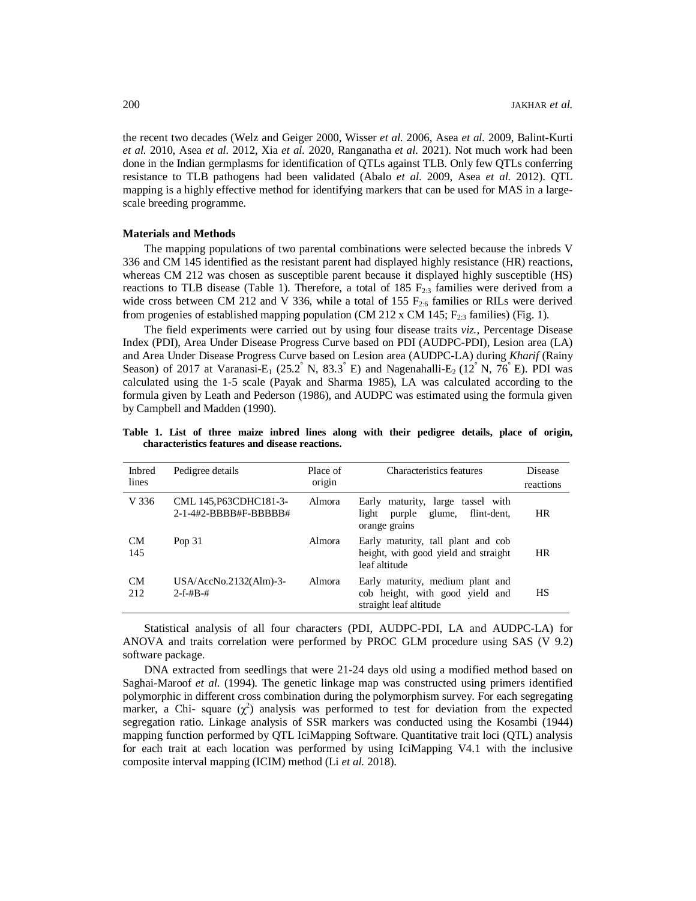the recent two decades (Welz and Geiger 2000, Wisser *et al.* 2006, Asea *et al.* 2009, Balint-Kurti *et al.* 2010, Asea *et al.* 2012, Xia *et al.* 2020, Ranganatha *et al.* 2021). Not much work had been done in the Indian germplasms for identification of QTLs against TLB. Only few QTLs conferring resistance to TLB pathogens had been validated (Abalo *et al.* 2009, Asea *et al.* 2012). QTL mapping is a highly effective method for identifying markers that can be used for MAS in a large-scale breeding programme.

## Materials and Methods

The mapping populations of two parental combinations were selected because the inbreds V 336 and CM 145 identified as the resistant parent had displayed highly resistance (HR) reactions, whereas CM 212 was chosen as susceptible parent because it displayed highly susceptible (HS) reactions to TLB disease (Table 1). Therefore, a total of 185 $F_{2:3}$ families were derived from a wide cross between CM 212 and V 336, while a total of 155 $F_{2:6}$ families or RILs were derived from progenies of established mapping population (CM 212 x CM 145; $F_{2:3}$ families) (Fig. 1).

The field experiments were carried out by using four disease traits *viz.*, Percentage Disease Index (PDI), Area Under Disease Progress Curve based on PDI (AUDPC-PDI), Lesion area (LA) and Area Under Disease Progress Curve based on Lesion area (AUDPC-LA) during *Kharif* (Rainy Season) of 2017 at Varanasi-$E_1$ (25.2° N, 83.3° E) and Nagenahalli-$E_2$ (12° N, 76° E). PDI was calculated using the 1-5 scale (Payak and Sharma 1985), LA was calculated according to the formula given by Leath and Pederson (1986), and AUDPC was estimated using the formula given by Campbell and Madden (1990).

**Table 1. List of three maize inbred lines along with their pedigree details, place of origin, characteristics features and disease reactions.**

| Inbred lines | Pedigree details | Place of origin | Characteristics features | Disease reactions |
|---|---|---|---|---|
| V 336 | CML 145,P63CDHC181-3-2-1-4#2-BBBB#F-BBBBB# | Almora | Early maturity, large tassel with light purple glume, flint-dent, orange grains | HR |
| CM 145 | Pop 31 | Almora | Early maturity, tall plant and cob height, with good yield and straight leaf altitude | HR |
| CM 212 | USA/AccNo.2132(Alm)-3-2-f-#B-# | Almora | Early maturity, medium plant and cob height, with good yield and straight leaf altitude | HS |

Statistical analysis of all four characters (PDI, AUDPC-PDI, LA and AUDPC-LA) for ANOVA and traits correlation were performed by PROC GLM procedure using SAS (V 9.2) software package.

DNA extracted from seedlings that were 21-24 days old using a modified method based on Saghai-Maroof *et al.* (1994). The genetic linkage map was constructed using primers identified polymorphic in different cross combination during the polymorphism survey. For each segregating marker, a Chi- square ($\chi^2$) analysis was performed to test for deviation from the expected segregation ratio. Linkage analysis of SSR markers was conducted using the Kosambi (1944) mapping function performed by QTL IciMapping Software. Quantitative trait loci (QTL) analysis for each trait at each location was performed by using IciMapping V4.1 with the inclusive composite interval mapping (ICIM) method (Li *et al.* 2018).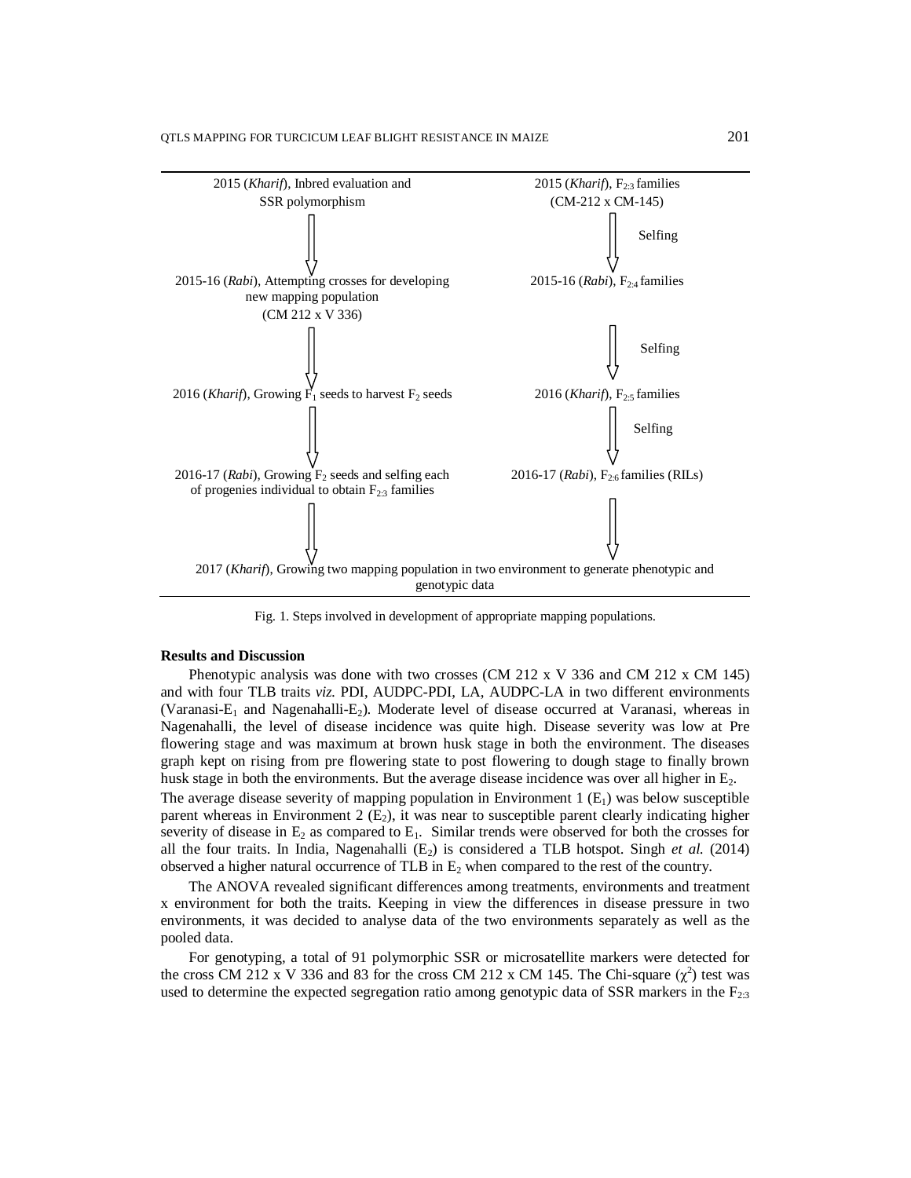| | |
|---|---|
| 2015 (*Kharif*), Inbred evaluation and SSR polymorphism | 2015 (*Kharif*), $F_{2:3}$ families (CM-212 x CM-145) |
| ⇩ | ⇩ Selfing |
| 2015-16 (*Rabi*), Attempting crosses for developing new mapping population (CM 212 x V 336) | 2015-16 (*Rabi*), $F_{2:4}$ families |
| ⇩ | ⇩ Selfing |
| 2016 (*Kharif*), Growing $F_1$ seeds to harvest $F_2$ seeds | 2016 (*Kharif*), $F_{2:5}$ families |
| ⇩ | ⇩ Selfing |
| 2016-17 (*Rabi*), Growing $F_2$ seeds and selfing each of progenies individual to obtain $F_{2:3}$ families | 2016-17 (*Rabi*), $F_{2:6}$ families (RILs) |
| ⇩ | ⇩ |
| 2017 (*Kharif*), Growing two mapping population in two environment to generate phenotypic and genotypic data | |

Fig. 1. Steps involved in development of appropriate mapping populations.

**Results and Discussion**

Phenotypic analysis was done with two crosses (CM 212 x V 336 and CM 212 x CM 145) and with four TLB traits *viz.* PDI, AUDPC-PDI, LA, AUDPC-LA in two different environments (Varanasi-$E_1$ and Nagenahalli-$E_2$). Moderate level of disease occurred at Varanasi, whereas in Nagenahalli, the level of disease incidence was quite high. Disease severity was low at Pre flowering stage and was maximum at brown husk stage in both the environment. The diseases graph kept on rising from pre flowering state to post flowering to dough stage to finally brown husk stage in both the environments. But the average disease incidence was over all higher in $E_2$. The average disease severity of mapping population in Environment 1 ($E_1$) was below susceptible parent whereas in Environment 2 ($E_2$), it was near to susceptible parent clearly indicating higher severity of disease in $E_2$ as compared to $E_1$. Similar trends were observed for both the crosses for all the four traits. In India, Nagenahalli ($E_2$) is considered a TLB hotspot. Singh *et al.* (2014) observed a higher natural occurrence of TLB in $E_2$ when compared to the rest of the country.

The ANOVA revealed significant differences among treatments, environments and treatment x environment for both the traits. Keeping in view the differences in disease pressure in two environments, it was decided to analyse data of the two environments separately as well as the pooled data.

For genotyping, a total of 91 polymorphic SSR or microsatellite markers were detected for the cross CM 212 x V 336 and 83 for the cross CM 212 x CM 145. The Chi-square ($\chi^2$) test was used to determine the expected segregation ratio among genotypic data of SSR markers in the $F_{2:3}$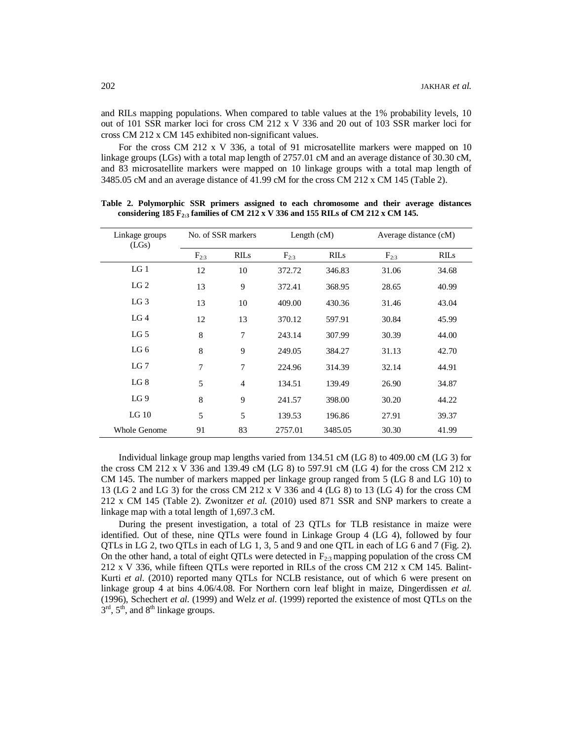and RILs mapping populations. When compared to table values at the 1% probability levels, 10 out of 101 SSR marker loci for cross CM 212 x V 336 and 20 out of 103 SSR marker loci for cross CM 212 x CM 145 exhibited non-significant values.

For the cross CM 212 x V 336, a total of 91 microsatellite markers were mapped on 10 linkage groups (LGs) with a total map length of 2757.01 cM and an average distance of 30.30 cM, and 83 microsatellite markers were mapped on 10 linkage groups with a total map length of 3485.05 cM and an average distance of 41.99 cM for the cross CM 212 x CM 145 (Table 2).

**Table 2. Polymorphic SSR primers assigned to each chromosome and their average distances considering 185 $F_{2:3}$ families of CM 212 x V 336 and 155 RILs of CM 212 x CM 145.**

| Linkage groups (LGs) | No. of SSR markers | | Length (cM) | | Average distance (cM) | |
|---|---|---|---|---|---|---|
| | $F_{2:3}$ | RILs | $F_{2:3}$ | RILs | $F_{2:3}$ | RILs |
| LG 1 | 12 | 10 | 372.72 | 346.83 | 31.06 | 34.68 |
| LG 2 | 13 | 9 | 372.41 | 368.95 | 28.65 | 40.99 |
| LG 3 | 13 | 10 | 409.00 | 430.36 | 31.46 | 43.04 |
| LG 4 | 12 | 13 | 370.12 | 597.91 | 30.84 | 45.99 |
| LG 5 | 8 | 7 | 243.14 | 307.99 | 30.39 | 44.00 |
| LG 6 | 8 | 9 | 249.05 | 384.27 | 31.13 | 42.70 |
| LG 7 | 7 | 7 | 224.96 | 314.39 | 32.14 | 44.91 |
| LG 8 | 5 | 4 | 134.51 | 139.49 | 26.90 | 34.87 |
| LG 9 | 8 | 9 | 241.57 | 398.00 | 30.20 | 44.22 |
| LG 10 | 5 | 5 | 139.53 | 196.86 | 27.91 | 39.37 |
| Whole Genome | 91 | 83 | 2757.01 | 3485.05 | 30.30 | 41.99 |

Individual linkage group map lengths varied from 134.51 cM (LG 8) to 409.00 cM (LG 3) for the cross CM 212 x V 336 and 139.49 cM (LG 8) to 597.91 cM (LG 4) for the cross CM 212 x CM 145. The number of markers mapped per linkage group ranged from 5 (LG 8 and LG 10) to 13 (LG 2 and LG 3) for the cross CM 212 x V 336 and 4 (LG 8) to 13 (LG 4) for the cross CM 212 x CM 145 (Table 2). Zwonitzer *et al.* (2010) used 871 SSR and SNP markers to create a linkage map with a total length of 1,697.3 cM.

During the present investigation, a total of 23 QTLs for TLB resistance in maize were identified. Out of these, nine QTLs were found in Linkage Group 4 (LG 4), followed by four QTLs in LG 2, two QTLs in each of LG 1, 3, 5 and 9 and one QTL in each of LG 6 and 7 (Fig. 2). On the other hand, a total of eight QTLs were detected in $F_{2:3}$ mapping population of the cross CM 212 x V 336, while fifteen QTLs were reported in RILs of the cross CM 212 x CM 145. Balint-Kurti *et al*. (2010) reported many QTLs for NCLB resistance, out of which 6 were present on linkage group 4 at bins 4.06/4.08. For Northern corn leaf blight in maize, Dingerdissen *et al.* (1996), Schechert *et al.* (1999) and Welz *et al.* (1999) reported the existence of most QTLs on the $3^{rd}$, $5^{th}$, and $8^{th}$ linkage groups.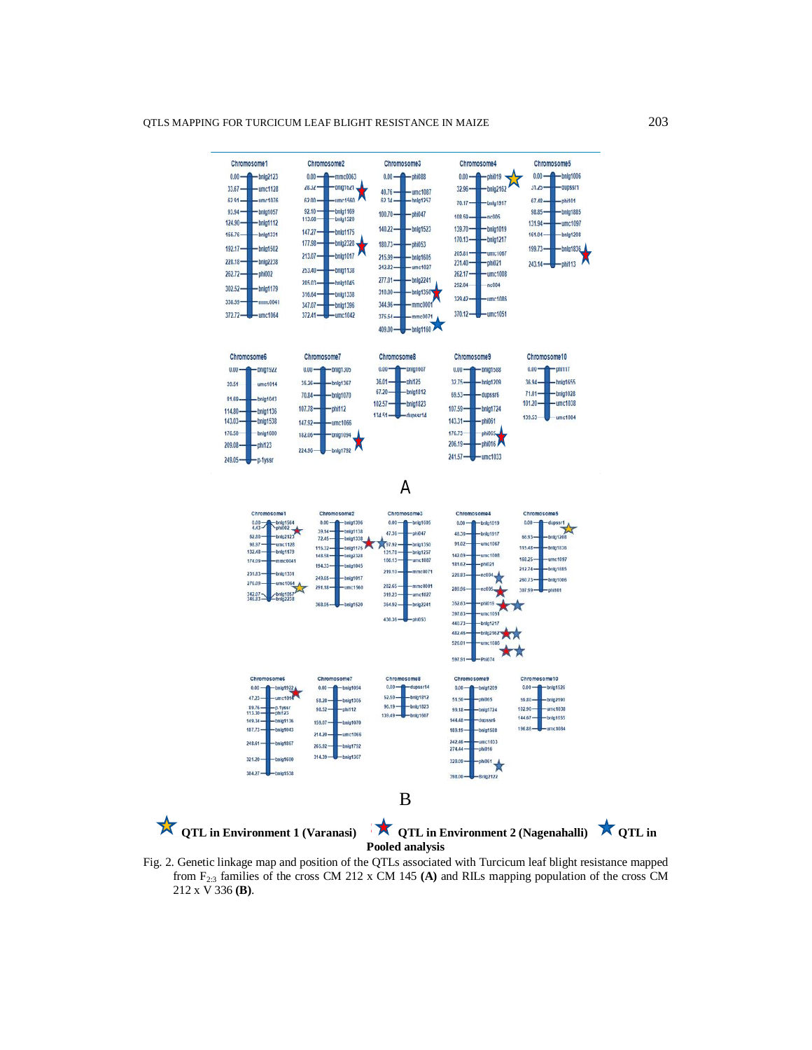QTL in Environment 1 (Varanasi) QTL in Environment 2 (Nagenahalli) QTL in Pooled analysis

Fig. 2. Genetic linkage map and position of the QTLs associated with Turcicum leaf blight resistance mapped from $F_{2:3}$ families of the cross CM 212 x CM 145 **(A)** and RILs mapping population of the cross CM 212 x V 336 **(B)**.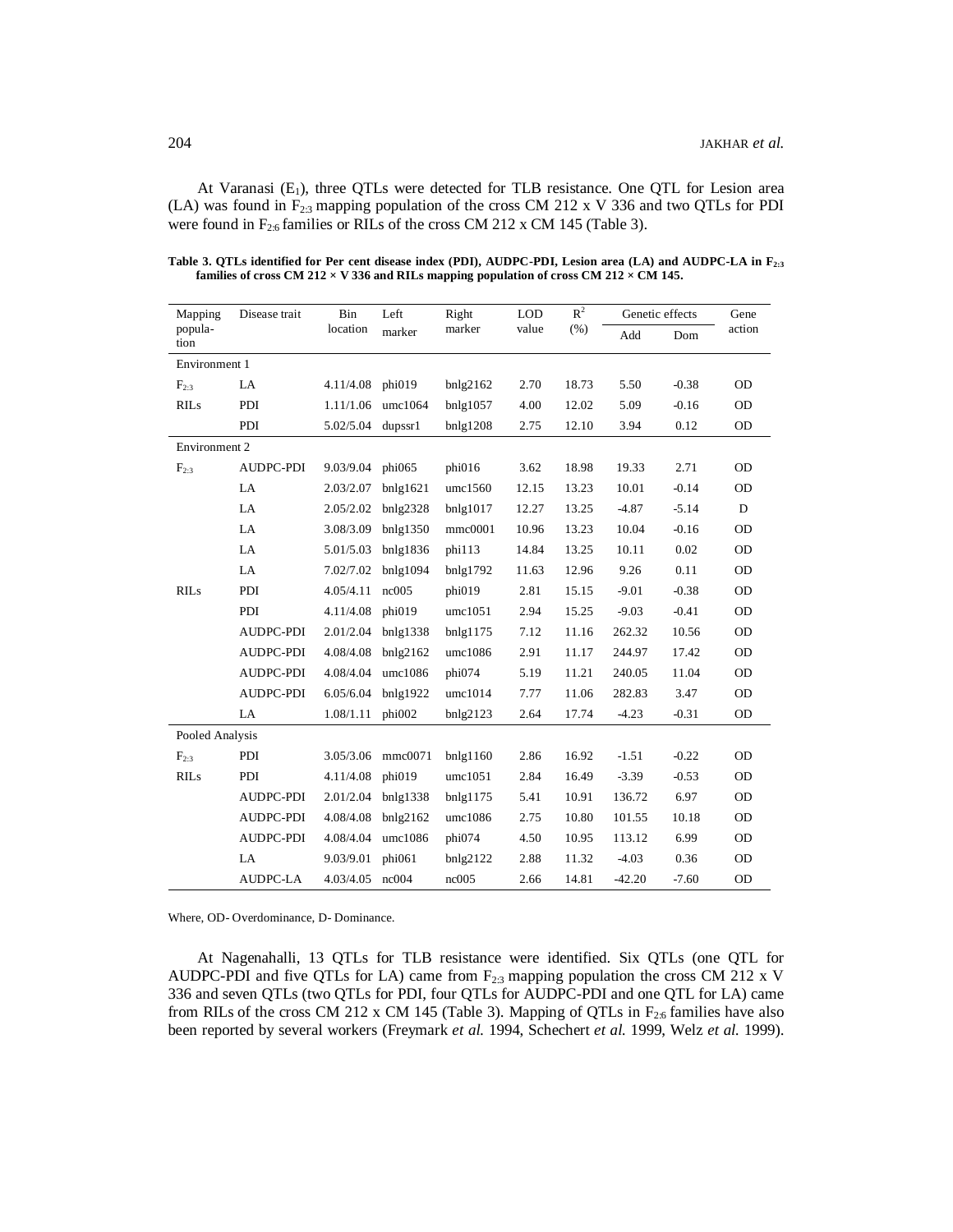At Varanasi ($E_1$), three QTLs were detected for TLB resistance. One QTL for Lesion area (LA) was found in $F_{2:3}$ mapping population of the cross CM 212 x V 336 and two QTLs for PDI were found in $F_{2:6}$ families or RILs of the cross CM 212 x CM 145 (Table 3).

**Table 3. QTLs identified for Per cent disease index (PDI), AUDPC-PDI, Lesion area (LA) and AUDPC-LA in $F_{2:3}$ families of cross CM 212 × V 336 and RILs mapping population of cross CM 212 × CM 145.**

| Mapping population | Disease trait | Bin location | Left marker | Right marker | LOD value | $R^2$ (%) | Genetic effects | | Gene action |
|---|---|---|---|---|---|---|---|---|---|
| | | | | | | | Add | Dom | |
| Environment 1 | | | | | | | | | |
| $F_{2:3}$ | LA | 4.11/4.08 | phi019 | bnlg2162 | 2.70 | 18.73 | 5.50 | -0.38 | OD |
| RILs | PDI | 1.11/1.06 | umc1064 | bnlg1057 | 4.00 | 12.02 | 5.09 | -0.16 | OD |
| | PDI | 5.02/5.04 | dupssr1 | bnlg1208 | 2.75 | 12.10 | 3.94 | 0.12 | OD |
| Environment 2 | | | | | | | | | |
| $F_{2:3}$ | AUDPC-PDI | 9.03/9.04 | phi065 | phi016 | 3.62 | 18.98 | 19.33 | 2.71 | OD |
| | LA | 2.03/2.07 | bnlg1621 | umc1560 | 12.15 | 13.23 | 10.01 | -0.14 | OD |
| | LA | 2.05/2.02 | bnlg2328 | bnlg1017 | 12.27 | 13.25 | -4.87 | -5.14 | D |
| | LA | 3.08/3.09 | bnlg1350 | mmc0001 | 10.96 | 13.23 | 10.04 | -0.16 | OD |
| | LA | 5.01/5.03 | bnlg1836 | phi113 | 14.84 | 13.25 | 10.11 | 0.02 | OD |
| | LA | 7.02/7.02 | bnlg1094 | bnlg1792 | 11.63 | 12.96 | 9.26 | 0.11 | OD |
| RILs | PDI | 4.05/4.11 | nc005 | phi019 | 2.81 | 15.15 | -9.01 | -0.38 | OD |
| | PDI | 4.11/4.08 | phi019 | umc1051 | 2.94 | 15.25 | -9.03 | -0.41 | OD |
| | AUDPC-PDI | 2.01/2.04 | bnlg1338 | bnlg1175 | 7.12 | 11.16 | 262.32 | 10.56 | OD |
| | AUDPC-PDI | 4.08/4.08 | bnlg2162 | umc1086 | 2.91 | 11.17 | 244.97 | 17.42 | OD |
| | AUDPC-PDI | 4.08/4.04 | umc1086 | phi074 | 5.19 | 11.21 | 240.05 | 11.04 | OD |
| | AUDPC-PDI | 6.05/6.04 | bnlg1922 | umc1014 | 7.77 | 11.06 | 282.83 | 3.47 | OD |
| | LA | 1.08/1.11 | phi002 | bnlg2123 | 2.64 | 17.74 | -4.23 | -0.31 | OD |
| Pooled Analysis | | | | | | | | | |
| $F_{2:3}$ | PDI | 3.05/3.06 | mmc0071 | bnlg1160 | 2.86 | 16.92 | -1.51 | -0.22 | OD |
| RILs | PDI | 4.11/4.08 | phi019 | umc1051 | 2.84 | 16.49 | -3.39 | -0.53 | OD |
| | AUDPC-PDI | 2.01/2.04 | bnlg1338 | bnlg1175 | 5.41 | 10.91 | 136.72 | 6.97 | OD |
| | AUDPC-PDI | 4.08/4.08 | bnlg2162 | umc1086 | 2.75 | 10.80 | 101.55 | 10.18 | OD |
| | AUDPC-PDI | 4.08/4.04 | umc1086 | phi074 | 4.50 | 10.95 | 113.12 | 6.99 | OD |
| | LA | 9.03/9.01 | phi061 | bnlg2122 | 2.88 | 11.32 | -4.03 | 0.36 | OD |
| | AUDPC-LA | 4.03/4.05 | nc004 | nc005 | 2.66 | 14.81 | -42.20 | -7.60 | OD |

Where, OD- Overdominance, D- Dominance.

At Nagenahalli, 13 QTLs for TLB resistance were identified. Six QTLs (one QTL for AUDPC-PDI and five QTLs for LA) came from $F_{2:3}$ mapping population the cross CM 212 x V 336 and seven QTLs (two QTLs for PDI, four QTLs for AUDPC-PDI and one QTL for LA) came from RILs of the cross CM 212 x CM 145 (Table 3). Mapping of QTLs in $F_{2:6}$ families have also been reported by several workers (Freymark *et al.* 1994, Schechert *et al.* 1999, Welz *et al.* 1999).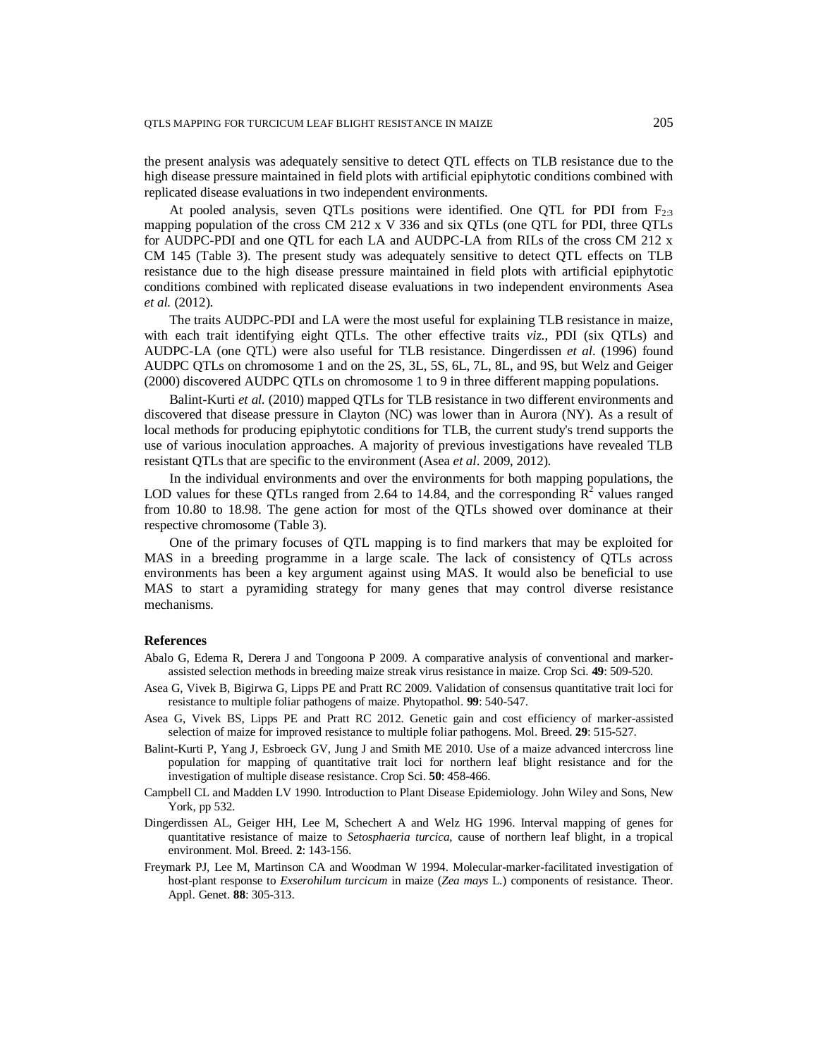the present analysis was adequately sensitive to detect QTL effects on TLB resistance due to the high disease pressure maintained in field plots with artificial epiphytotic conditions combined with replicated disease evaluations in two independent environments.

At pooled analysis, seven QTLs positions were identified. One QTL for PDI from $F_{2:3}$ mapping population of the cross CM 212 x V 336 and six QTLs (one QTL for PDI, three QTLs for AUDPC-PDI and one QTL for each LA and AUDPC-LA from RILs of the cross CM 212 x CM 145 (Table 3). The present study was adequately sensitive to detect QTL effects on TLB resistance due to the high disease pressure maintained in field plots with artificial epiphytotic conditions combined with replicated disease evaluations in two independent environments Asea *et al.* (2012).

The traits AUDPC-PDI and LA were the most useful for explaining TLB resistance in maize, with each trait identifying eight QTLs. The other effective traits *viz.*, PDI (six QTLs) and AUDPC-LA (one QTL) were also useful for TLB resistance. Dingerdissen *et al*. (1996) found AUDPC QTLs on chromosome 1 and on the 2S, 3L, 5S, 6L, 7L, 8L, and 9S, but Welz and Geiger (2000) discovered AUDPC QTLs on chromosome 1 to 9 in three different mapping populations.

Balint-Kurti *et al.* (2010) mapped QTLs for TLB resistance in two different environments and discovered that disease pressure in Clayton (NC) was lower than in Aurora (NY). As a result of local methods for producing epiphytotic conditions for TLB, the current study's trend supports the use of various inoculation approaches. A majority of previous investigations have revealed TLB resistant QTLs that are specific to the environment (Asea *et al*. 2009, 2012).

In the individual environments and over the environments for both mapping populations, the LOD values for these QTLs ranged from 2.64 to 14.84, and the corresponding $R^2$ values ranged from 10.80 to 18.98. The gene action for most of the QTLs showed over dominance at their respective chromosome (Table 3).

One of the primary focuses of QTL mapping is to find markers that may be exploited for MAS in a breeding programme in a large scale. The lack of consistency of QTLs across environments has been a key argument against using MAS. It would also be beneficial to use MAS to start a pyramiding strategy for many genes that may control diverse resistance mechanisms.

## References

Abalo G, Edema R, Derera J and Tongoona P 2009. A comparative analysis of conventional and marker-assisted selection methods in breeding maize streak virus resistance in maize. Crop Sci. **49**: 509-520.

Asea G, Vivek B, Bigirwa G, Lipps PE and Pratt RC 2009. Validation of consensus quantitative trait loci for resistance to multiple foliar pathogens of maize. Phytopathol. **99**: 540-547.

Asea G, Vivek BS, Lipps PE and Pratt RC 2012. Genetic gain and cost efficiency of marker-assisted selection of maize for improved resistance to multiple foliar pathogens. Mol. Breed. **29**: 515-527.

Balint-Kurti P, Yang J, Esbroeck GV, Jung J and Smith ME 2010. Use of a maize advanced intercross line population for mapping of quantitative trait loci for northern leaf blight resistance and for the investigation of multiple disease resistance. Crop Sci. **50**: 458-466.

Campbell CL and Madden LV 1990. Introduction to Plant Disease Epidemiology. John Wiley and Sons, New York, pp 532.

Dingerdissen AL, Geiger HH, Lee M, Schechert A and Welz HG 1996. Interval mapping of genes for quantitative resistance of maize to *Setosphaeria turcica*, cause of northern leaf blight, in a tropical environment. Mol. Breed. **2**: 143-156.

Freymark PJ, Lee M, Martinson CA and Woodman W 1994. Molecular-marker-facilitated investigation of host-plant response to *Exserohilum turcicum* in maize (*Zea mays* L.) components of resistance. Theor. Appl. Genet. **88**: 305-313.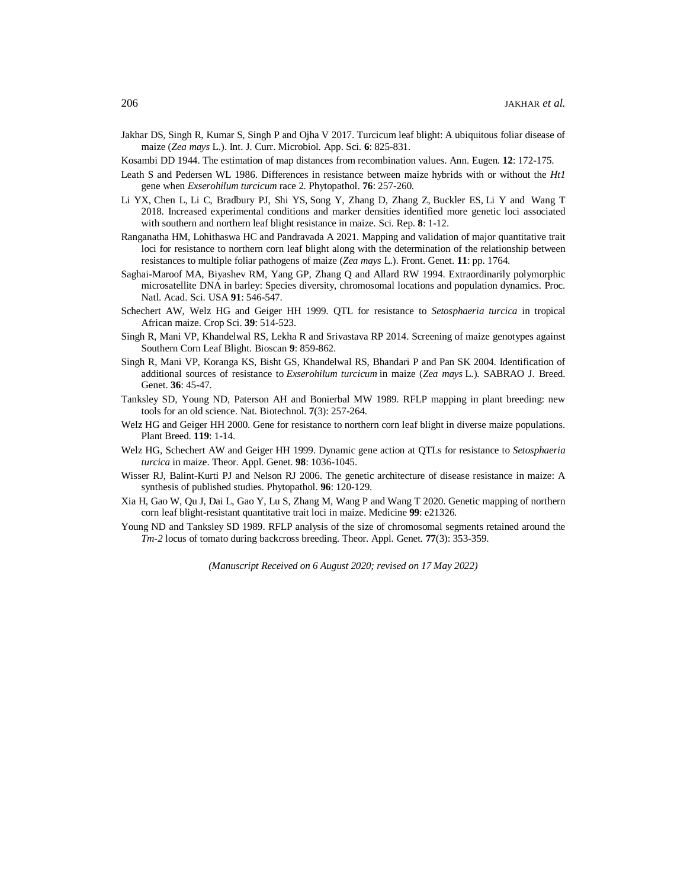Jakhar DS, Singh R, Kumar S, Singh P and Ojha V 2017. Turcicum leaf blight: A ubiquitous foliar disease of maize (*Zea mays* L.). Int. J. Curr. Microbiol. App. Sci. **6**: 825-831.

Kosambi DD 1944. The estimation of map distances from recombination values. Ann. Eugen. **12**: 172-175.

Leath S and Pedersen WL 1986. Differences in resistance between maize hybrids with or without the *Ht1* gene when *Exserohilum turcicum* race 2. Phytopathol. **76**: 257-260.

Li YX, Chen L, Li C, Bradbury PJ, Shi YS, Song Y, Zhang D, Zhang Z, Buckler ES, Li Y and Wang T 2018. Increased experimental conditions and marker densities identified more genetic loci associated with southern and northern leaf blight resistance in maize. Sci. Rep. **8**: 1-12.

Ranganatha HM, Lohithaswa HC and Pandravada A 2021. Mapping and validation of major quantitative trait loci for resistance to northern corn leaf blight along with the determination of the relationship between resistances to multiple foliar pathogens of maize (*Zea mays* L.). Front. Genet. **11**: pp. 1764.

Saghai-Maroof MA, Biyashev RM, Yang GP, Zhang Q and Allard RW 1994. Extraordinarily polymorphic microsatellite DNA in barley: Species diversity, chromosomal locations and population dynamics. Proc. Natl. Acad. Sci. USA **91**: 546-547.

Schechert AW, Welz HG and Geiger HH 1999. QTL for resistance to *Setosphaeria turcica* in tropical African maize. Crop Sci. **39**: 514-523.

Singh R, Mani VP, Khandelwal RS, Lekha R and Srivastava RP 2014. Screening of maize genotypes against Southern Corn Leaf Blight. Bioscan **9**: 859-862.

Singh R, Mani VP, Koranga KS, Bisht GS, Khandelwal RS, Bhandari P and Pan SK 2004. Identification of additional sources of resistance to *Exserohilum turcicum* in maize (*Zea mays* L.). SABRAO J. Breed. Genet. **36**: 45-47.

Tanksley SD, Young ND, Paterson AH and Bonierbal MW 1989. RFLP mapping in plant breeding: new tools for an old science. Nat. Biotechnol. **7**(3): 257-264.

Welz HG and Geiger HH 2000. Gene for resistance to northern corn leaf blight in diverse maize populations. Plant Breed. **119**: 1-14.

Welz HG, Schechert AW and Geiger HH 1999. Dynamic gene action at QTLs for resistance to *Setosphaeria turcica* in maize. Theor. Appl. Genet. **98**: 1036-1045.

Wisser RJ, Balint-Kurti PJ and Nelson RJ 2006. The genetic architecture of disease resistance in maize: A synthesis of published studies. Phytopathol. **96**: 120-129.

Xia H, Gao W, Qu J, Dai L, Gao Y, Lu S, Zhang M, Wang P and Wang T 2020. Genetic mapping of northern corn leaf blight-resistant quantitative trait loci in maize. Medicine **99**: e21326.

Young ND and Tanksley SD 1989. RFLP analysis of the size of chromosomal segments retained around the *Tm-2* locus of tomato during backcross breeding. Theor. Appl. Genet. **77**(3): 353-359.

*(Manuscript Received on 6 August 2020; revised on 17 May 2022)*